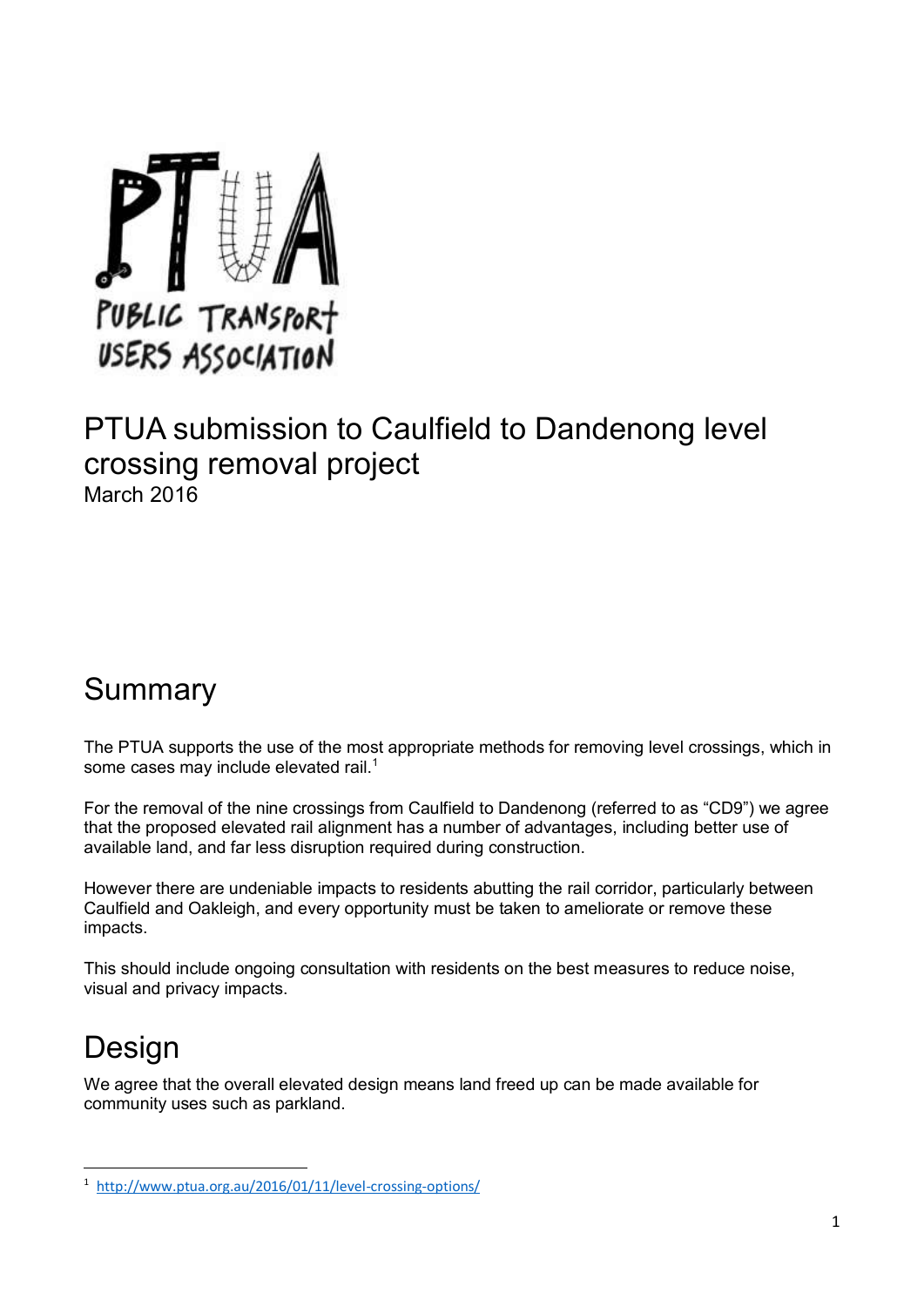PUBLIC TRANSPORT USERS ASSOCIATION

# PTUA submission to Caulfield to Dandenong level crossing removal project

March 2016

## Summary

The PTUA supports the use of the most appropriate methods for removing level crossings, which in some cases may include elevated rail.[1]

For the removal of the nine crossings from Caulfield to Dandenong (referred to as "CD9") we agree that the proposed elevated rail alignment has a number of advantages, including better use of available land, and far less disruption required during construction.

However there are undeniable impacts to residents abutting the rail corridor, particularly between Caulfield and Oakleigh, and every opportunity must be taken to ameliorate or remove these impacts.

This should include ongoing consultation with residents on the best measures to reduce noise, visual and privacy impacts.

## Design

We agree that the overall elevated design means land freed up can be made available for community uses such as parkland.

---

[1] http://www.ptua.org.au/2016/01/11/level-crossing-options/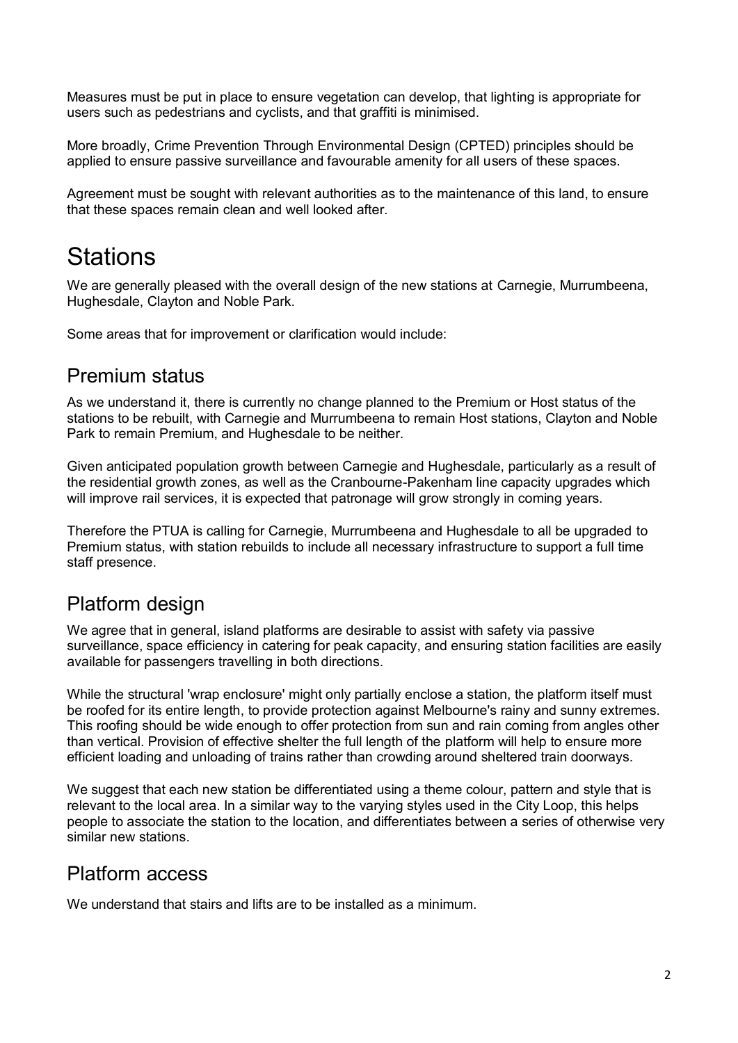Measures must be put in place to ensure vegetation can develop, that lighting is appropriate for users such as pedestrians and cyclists, and that graffiti is minimised.

More broadly, Crime Prevention Through Environmental Design (CPTED) principles should be applied to ensure passive surveillance and favourable amenity for all users of these spaces.

Agreement must be sought with relevant authorities as to the maintenance of this land, to ensure that these spaces remain clean and well looked after.

# Stations

We are generally pleased with the overall design of the new stations at Carnegie, Murrumbeena, Hughesdale, Clayton and Noble Park.

Some areas that for improvement or clarification would include:

## Premium status

As we understand it, there is currently no change planned to the Premium or Host status of the stations to be rebuilt, with Carnegie and Murrumbeena to remain Host stations, Clayton and Noble Park to remain Premium, and Hughesdale to be neither.

Given anticipated population growth between Carnegie and Hughesdale, particularly as a result of the residential growth zones, as well as the Cranbourne-Pakenham line capacity upgrades which will improve rail services, it is expected that patronage will grow strongly in coming years.

Therefore the PTUA is calling for Carnegie, Murrumbeena and Hughesdale to all be upgraded to Premium status, with station rebuilds to include all necessary infrastructure to support a full time staff presence.

## Platform design

We agree that in general, island platforms are desirable to assist with safety via passive surveillance, space efficiency in catering for peak capacity, and ensuring station facilities are easily available for passengers travelling in both directions.

While the structural 'wrap enclosure' might only partially enclose a station, the platform itself must be roofed for its entire length, to provide protection against Melbourne's rainy and sunny extremes. This roofing should be wide enough to offer protection from sun and rain coming from angles other than vertical. Provision of effective shelter the full length of the platform will help to ensure more efficient loading and unloading of trains rather than crowding around sheltered train doorways.

We suggest that each new station be differentiated using a theme colour, pattern and style that is relevant to the local area. In a similar way to the varying styles used in the City Loop, this helps people to associate the station to the location, and differentiates between a series of otherwise very similar new stations.

## Platform access

We understand that stairs and lifts are to be installed as a minimum.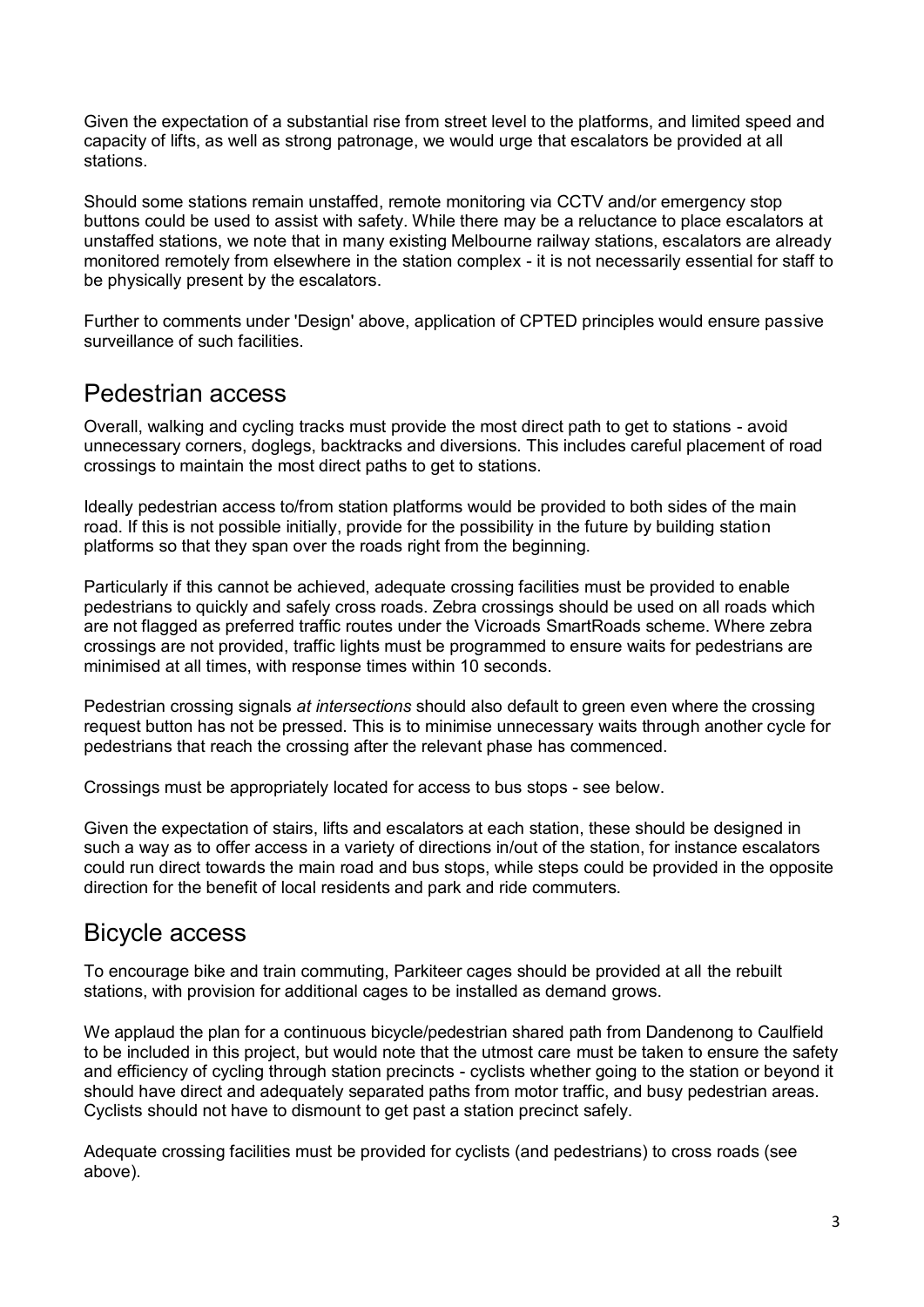Given the expectation of a substantial rise from street level to the platforms, and limited speed and capacity of lifts, as well as strong patronage, we would urge that escalators be provided at all stations.

Should some stations remain unstaffed, remote monitoring via CCTV and/or emergency stop buttons could be used to assist with safety. While there may be a reluctance to place escalators at unstaffed stations, we note that in many existing Melbourne railway stations, escalators are already monitored remotely from elsewhere in the station complex - it is not necessarily essential for staff to be physically present by the escalators.

Further to comments under 'Design' above, application of CPTED principles would ensure passive surveillance of such facilities.

## Pedestrian access

Overall, walking and cycling tracks must provide the most direct path to get to stations - avoid unnecessary corners, doglegs, backtracks and diversions. This includes careful placement of road crossings to maintain the most direct paths to get to stations.

Ideally pedestrian access to/from station platforms would be provided to both sides of the main road. If this is not possible initially, provide for the possibility in the future by building station platforms so that they span over the roads right from the beginning.

Particularly if this cannot be achieved, adequate crossing facilities must be provided to enable pedestrians to quickly and safely cross roads. Zebra crossings should be used on all roads which are not flagged as preferred traffic routes under the Vicroads SmartRoads scheme. Where zebra crossings are not provided, traffic lights must be programmed to ensure waits for pedestrians are minimised at all times, with response times within 10 seconds.

Pedestrian crossing signals *at intersections* should also default to green even where the crossing request button has not be pressed. This is to minimise unnecessary waits through another cycle for pedestrians that reach the crossing after the relevant phase has commenced.

Crossings must be appropriately located for access to bus stops - see below.

Given the expectation of stairs, lifts and escalators at each station, these should be designed in such a way as to offer access in a variety of directions in/out of the station, for instance escalators could run direct towards the main road and bus stops, while steps could be provided in the opposite direction for the benefit of local residents and park and ride commuters.

## Bicycle access

To encourage bike and train commuting, Parkiteer cages should be provided at all the rebuilt stations, with provision for additional cages to be installed as demand grows.

We applaud the plan for a continuous bicycle/pedestrian shared path from Dandenong to Caulfield to be included in this project, but would note that the utmost care must be taken to ensure the safety and efficiency of cycling through station precincts - cyclists whether going to the station or beyond it should have direct and adequately separated paths from motor traffic, and busy pedestrian areas. Cyclists should not have to dismount to get past a station precinct safely.

Adequate crossing facilities must be provided for cyclists (and pedestrians) to cross roads (see above).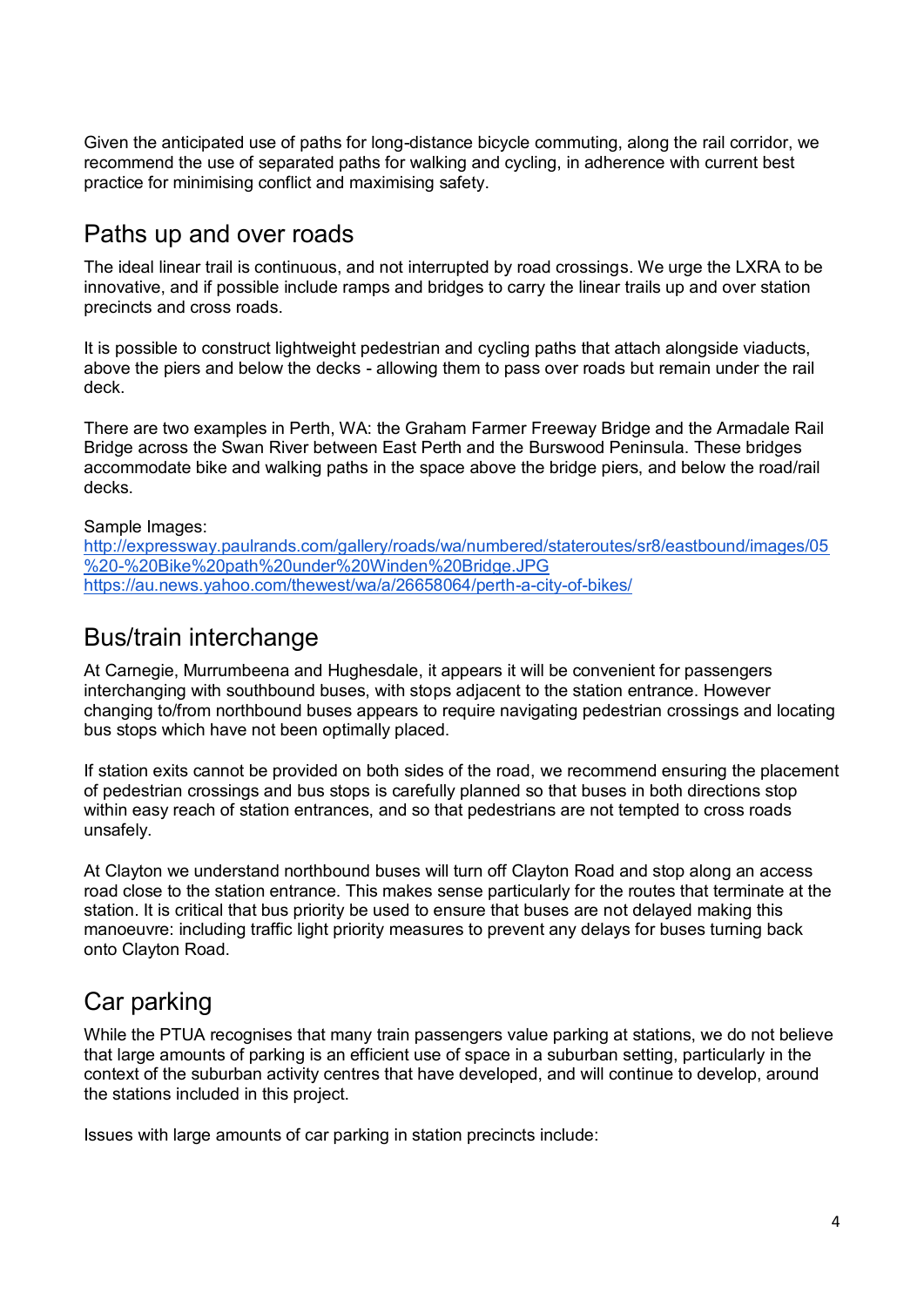Given the anticipated use of paths for long-distance bicycle commuting, along the rail corridor, we recommend the use of separated paths for walking and cycling, in adherence with current best practice for minimising conflict and maximising safety.

## Paths up and over roads

The ideal linear trail is continuous, and not interrupted by road crossings. We urge the LXRA to be innovative, and if possible include ramps and bridges to carry the linear trails up and over station precincts and cross roads.

It is possible to construct lightweight pedestrian and cycling paths that attach alongside viaducts, above the piers and below the decks - allowing them to pass over roads but remain under the rail deck.

There are two examples in Perth, WA: the Graham Farmer Freeway Bridge and the Armadale Rail Bridge across the Swan River between East Perth and the Burswood Peninsula. These bridges accommodate bike and walking paths in the space above the bridge piers, and below the road/rail decks.

Sample Images:
[http://expressway.paulrands.com/gallery/roads/wa/numbered/stateroutes/sr8/eastbound/images/05%20-%20Bike%20path%20under%20Winden%20Bridge.JPG](http://expressway.paulrands.com/gallery/roads/wa/numbered/stateroutes/sr8/eastbound/images/05%20-%20Bike%20path%20under%20Winden%20Bridge.JPG)
[https://au.news.yahoo.com/thewest/wa/a/26658064/perth-a-city-of-bikes/](https://au.news.yahoo.com/thewest/wa/a/26658064/perth-a-city-of-bikes/)

## Bus/train interchange

At Carnegie, Murrumbeena and Hughesdale, it appears it will be convenient for passengers interchanging with southbound buses, with stops adjacent to the station entrance. However changing to/from northbound buses appears to require navigating pedestrian crossings and locating bus stops which have not been optimally placed.

If station exits cannot be provided on both sides of the road, we recommend ensuring the placement of pedestrian crossings and bus stops is carefully planned so that buses in both directions stop within easy reach of station entrances, and so that pedestrians are not tempted to cross roads unsafely.

At Clayton we understand northbound buses will turn off Clayton Road and stop along an access road close to the station entrance. This makes sense particularly for the routes that terminate at the station. It is critical that bus priority be used to ensure that buses are not delayed making this manoeuvre: including traffic light priority measures to prevent any delays for buses turning back onto Clayton Road.

## Car parking

While the PTUA recognises that many train passengers value parking at stations, we do not believe that large amounts of parking is an efficient use of space in a suburban setting, particularly in the context of the suburban activity centres that have developed, and will continue to develop, around the stations included in this project.

Issues with large amounts of car parking in station precincts include: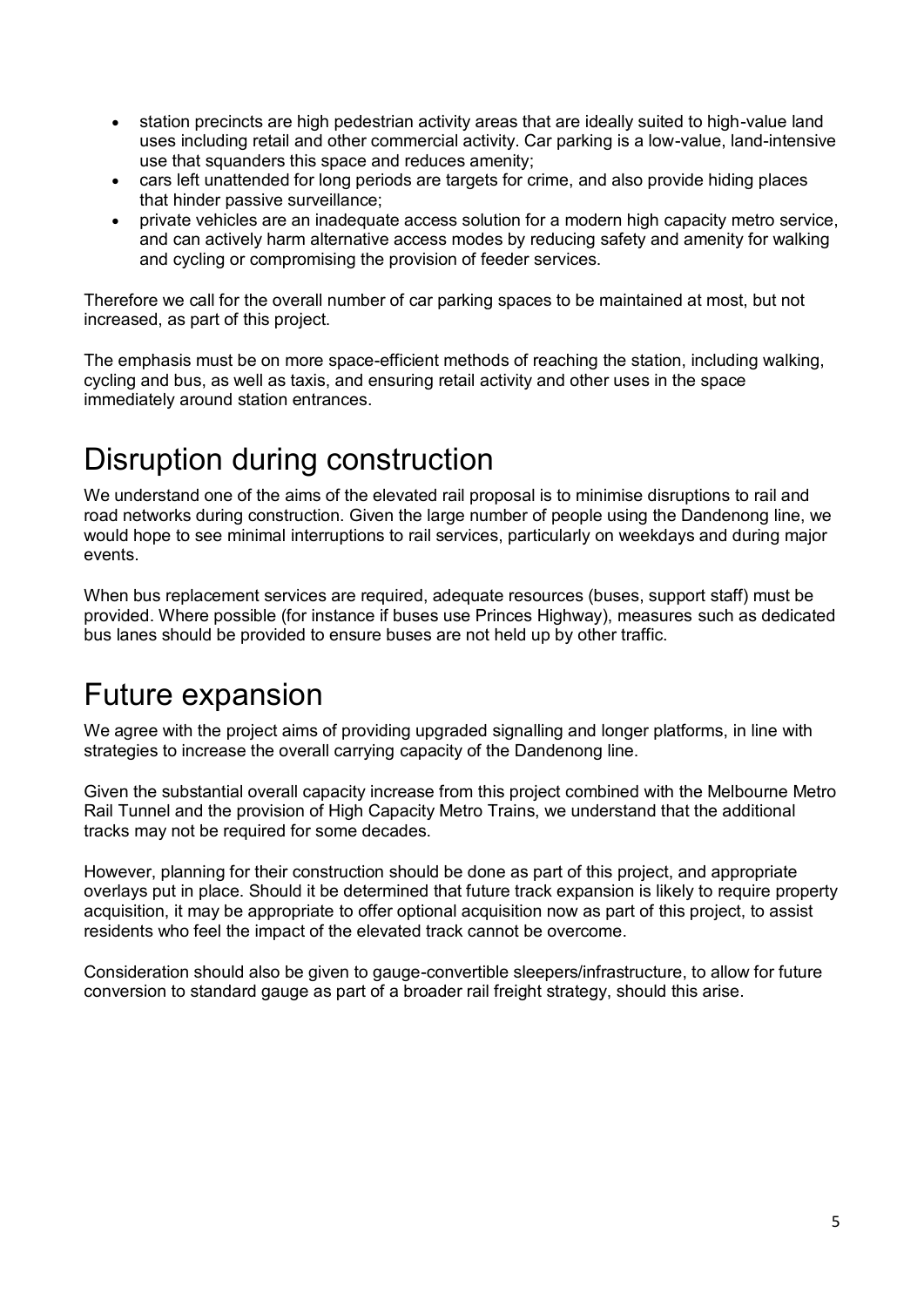- station precincts are high pedestrian activity areas that are ideally suited to high-value land uses including retail and other commercial activity. Car parking is a low-value, land-intensive use that squanders this space and reduces amenity;
- cars left unattended for long periods are targets for crime, and also provide hiding places that hinder passive surveillance;
- private vehicles are an inadequate access solution for a modern high capacity metro service, and can actively harm alternative access modes by reducing safety and amenity for walking and cycling or compromising the provision of feeder services.

Therefore we call for the overall number of car parking spaces to be maintained at most, but not increased, as part of this project.

The emphasis must be on more space-efficient methods of reaching the station, including walking, cycling and bus, as well as taxis, and ensuring retail activity and other uses in the space immediately around station entrances.

# Disruption during construction

We understand one of the aims of the elevated rail proposal is to minimise disruptions to rail and road networks during construction. Given the large number of people using the Dandenong line, we would hope to see minimal interruptions to rail services, particularly on weekdays and during major events.

When bus replacement services are required, adequate resources (buses, support staff) must be provided. Where possible (for instance if buses use Princes Highway), measures such as dedicated bus lanes should be provided to ensure buses are not held up by other traffic.

# Future expansion

We agree with the project aims of providing upgraded signalling and longer platforms, in line with strategies to increase the overall carrying capacity of the Dandenong line.

Given the substantial overall capacity increase from this project combined with the Melbourne Metro Rail Tunnel and the provision of High Capacity Metro Trains, we understand that the additional tracks may not be required for some decades.

However, planning for their construction should be done as part of this project, and appropriate overlays put in place. Should it be determined that future track expansion is likely to require property acquisition, it may be appropriate to offer optional acquisition now as part of this project, to assist residents who feel the impact of the elevated track cannot be overcome.

Consideration should also be given to gauge-convertible sleepers/infrastructure, to allow for future conversion to standard gauge as part of a broader rail freight strategy, should this arise.